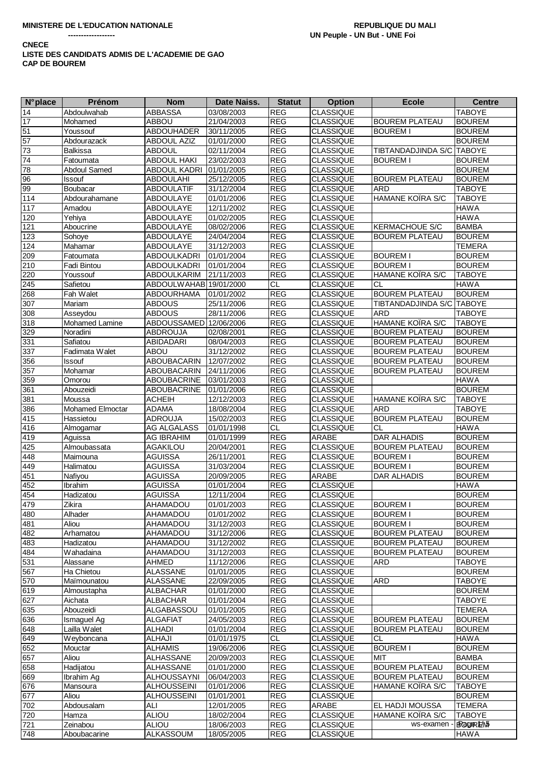**MINISTERE DE L'EDUCATION NATIONALE**
**------------------**

**REPUBLIQUE DU MALI**
**UN Peuple - UN But - UNE Foi**

**CNECE**
**LISTE DES CANDIDATS ADMIS DE L'ACADEMIE DE GAO**
**CAP DE BOUREM**

| N°place | Prénom | Nom | Date Naiss. | Statut | Option | Ecole | Centre |
|---|---|---|---|---|---|---|---|
| 14 | Abdoulwahab | ABBASSA | 03/08/2003 | REG | CLASSIQUE | | TABOYE |
| 17 | Mohamed | ABBOU | 21/04/2003 | REG | CLASSIQUE | BOUREM PLATEAU | BOUREM |
| 51 | Youssouf | ABDOUHADER | 30/11/2005 | REG | CLASSIQUE | BOUREM I | BOUREM |
| 57 | Abdourazack | ABDOUL AZIZ | 01/01/2000 | REG | CLASSIQUE | | BOUREM |
| 73 | Balkissa | ABDOUL | 02/11/2004 | REG | CLASSIQUE | TIBTANDADJINDA S/C | TABOYE |
| 74 | Fatoumata | ABDOUL HAKI | 23/02/2003 | REG | CLASSIQUE | BOUREM I | BOUREM |
| 78 | Abdoul Samed | ABDOUL KADRI | 01/01/2005 | REG | CLASSIQUE | | BOUREM |
| 96 | Issouf | ABDOULAHI | 25/12/2005 | REG | CLASSIQUE | BOUREM PLATEAU | BOUREM |
| 99 | Boubacar | ABDOULATIF | 31/12/2003 | REG | CLASSIQUE | ARD | TABOYE |
| 114 | Abdourahamane | ABDOULAYE | 01/01/2006 | REG | CLASSIQUE | HAMANE KOÏRA S/C | TABOYE |
| 117 | Amadou | ABDOULAYE | 12/11/2002 | REG | CLASSIQUE | | HAWA |
| 120 | Yehiya | ABDOULAYE | 01/02/2005 | REG | CLASSIQUE | | HAWA |
| 121 | Aboucrine | ABDOULAYE | 08/02/2006 | REG | CLASSIQUE | KERMACHOUE S/C | BAMBA |
| 123 | Sohoye | ABDOULAYE | 24/04/2004 | REG | CLASSIQUE | BOUREM PLATEAU | BOUREM |
| 124 | Mahamar | ABDOULAYE | 31/12/2003 | REG | CLASSIQUE | | TEMERA |
| 209 | Fatoumata | ABDOULKADRI | 01/01/2004 | REG | CLASSIQUE | BOUREM I | BOUREM |
| 210 | Fadi Bintou | ABDOULKADRI | 01/01/2004 | REG | CLASSIQUE | BOUREM I | BOUREM |
| 220 | Youssouf | ABDOULKARIM | 21/11/2003 | REG | CLASSIQUE | HAMANE KOÏRA S/C | TABOYE |
| 245 | Safietou | ABDOULWAHAB | 19/01/2000 | CL | CLASSIQUE | CL | HAWA |
| 268 | Fah Walet | ABDOURHAMA | 01/01/2002 | REG | CLASSIQUE | BOUREM PLATEAU | BOUREM |
| 307 | Mariam | ABDOUS | 25/11/2006 | REG | CLASSIQUE | TIBTANDADJINDA S/C | TABOYE |
| 308 | Asseydou | ABDOUS | 28/11/2006 | REG | CLASSIQUE | ARD | TABOYE |
| 318 | Mohamed Lamine | ABDOUSSAMED | 12/06/2006 | REG | CLASSIQUE | HAMANE KOÏRA S/C | TABOYE |
| 329 | Noradini | ABDROUJA | 02/08/2001 | REG | CLASSIQUE | BOUREM PLATEAU | BOUREM |
| 331 | Safiatou | ABIDADARI | 08/04/2003 | REG | CLASSIQUE | BOUREM PLATEAU | BOUREM |
| 337 | Fadimata Walet | ABOU | 31/12/2002 | REG | CLASSIQUE | BOUREM PLATEAU | BOUREM |
| 356 | Issouf | ABOUBACARIN | 12/07/2002 | REG | CLASSIQUE | BOUREM PLATEAU | BOUREM |
| 357 | Mohamar | ABOUBACARIN | 24/11/2006 | REG | CLASSIQUE | BOUREM PLATEAU | BOUREM |
| 359 | Omorou | ABOUBACRINE | 03/01/2003 | REG | CLASSIQUE | | HAWA |
| 361 | Abouzeidi | ABOUBACRINE | 01/01/2006 | REG | CLASSIQUE | | BOUREM |
| 381 | Moussa | ACHEIH | 12/12/2003 | REG | CLASSIQUE | HAMANE KOÏRA S/C | TABOYE |
| 386 | Mohamed Elmoctar | ADAMA | 18/08/2004 | REG | CLASSIQUE | ARD | TABOYE |
| 415 | Hassietou | ADROUJA | 15/02/2003 | REG | CLASSIQUE | BOUREM PLATEAU | BOUREM |
| 416 | Almogamar | AG ALGALASS | 01/01/1998 | CL | CLASSIQUE | CL | HAWA |
| 419 | Aguissa | AG IBRAHIM | 01/01/1999 | REG | ARABE | DAR ALHADIS | BOUREM |
| 425 | Almoubassata | AGAKILOU | 20/04/2001 | REG | CLASSIQUE | BOUREM PLATEAU | BOUREM |
| 448 | Maimouna | AGUISSA | 26/11/2001 | REG | CLASSIQUE | BOUREM I | BOUREM |
| 449 | Halimatou | AGUISSA | 31/03/2004 | REG | CLASSIQUE | BOUREM I | BOUREM |
| 451 | Nafiyou | AGUISSA | 20/09/2005 | REG | ARABE | DAR ALHADIS | BOUREM |
| 452 | Ibrahim | AGUISSA | 01/01/2004 | REG | CLASSIQUE | | HAWA |
| 454 | Hadizatou | AGUISSA | 12/11/2004 | REG | CLASSIQUE | | BOUREM |
| 479 | Zikira | AHAMADOU | 01/01/2003 | REG | CLASSIQUE | BOUREM I | BOUREM |
| 480 | Alhader | AHAMADOU | 01/01/2002 | REG | CLASSIQUE | BOUREM I | BOUREM |
| 481 | Aliou | AHAMADOU | 31/12/2003 | REG | CLASSIQUE | BOUREM I | BOUREM |
| 482 | Arhamatou | AHAMADOU | 31/12/2006 | REG | CLASSIQUE | BOUREM PLATEAU | BOUREM |
| 483 | Hadizatou | AHAMADOU | 31/12/2002 | REG | CLASSIQUE | BOUREM PLATEAU | BOUREM |
| 484 | Wahadaina | AHAMADOU | 31/12/2003 | REG | CLASSIQUE | BOUREM PLATEAU | BOUREM |
| 531 | Alassane | AHMED | 11/12/2006 | REG | CLASSIQUE | ARD | TABOYE |
| 567 | Ha Chietou | ALASSANE | 01/01/2005 | REG | CLASSIQUE | | BOUREM |
| 570 | Maïmounatou | ALASSANE | 22/09/2005 | REG | CLASSIQUE | ARD | TABOYE |
| 619 | Almoustapha | ALBACHAR | 01/01/2000 | REG | CLASSIQUE | | BOUREM |
| 627 | Aichata | ALBACHAR | 01/01/2004 | REG | CLASSIQUE | | TABOYE |
| 635 | Abouzeidi | ALGABASSOU | 01/01/2005 | REG | CLASSIQUE | | TEMERA |
| 636 | Ismaguel Ag | ALGAFIAT | 24/05/2003 | REG | CLASSIQUE | BOUREM PLATEAU | BOUREM |
| 648 | Lailla Walet | ALHADI | 01/01/2004 | REG | CLASSIQUE | BOUREM PLATEAU | BOUREM |
| 649 | Weyboncana | ALHAJI | 01/01/1975 | CL | CLASSIQUE | CL | HAWA |
| 652 | Mouctar | ALHAMIS | 19/06/2006 | REG | CLASSIQUE | BOUREM I | BOUREM |
| 657 | Aliou | ALHASSANE | 20/09/2003 | REG | CLASSIQUE | MIT | BAMBA |
| 658 | Hadijatou | ALHASSANE | 01/01/2000 | REG | CLASSIQUE | BOUREM PLATEAU | BOUREM |
| 669 | Ibrahim Ag | ALHOUSSAYNI | 06/04/2003 | REG | CLASSIQUE | BOUREM PLATEAU | BOUREM |
| 676 | Mansoura | ALHOUSSEINI | 01/01/2006 | REG | CLASSIQUE | HAMANE KOÏRA S/C | TABOYE |
| 677 | Aliou | ALHOUSSEINI | 01/01/2001 | REG | CLASSIQUE | | BOUREM |
| 702 | Abdousalam | ALI | 12/01/2005 | REG | ARABE | EL HADJI MOUSSA | TEMERA |
| 720 | Hamza | ALIOU | 18/02/2004 | REG | CLASSIQUE | HAMANE KOÏRA S/C | TABOYE |
| 721 | Zeinabou | ALIOU | 18/06/2003 | REG | CLASSIQUE | | BOUREM |
| 748 | Aboubacarine | ALKASSOUM | 18/05/2005 | REG | CLASSIQUE | | HAWA |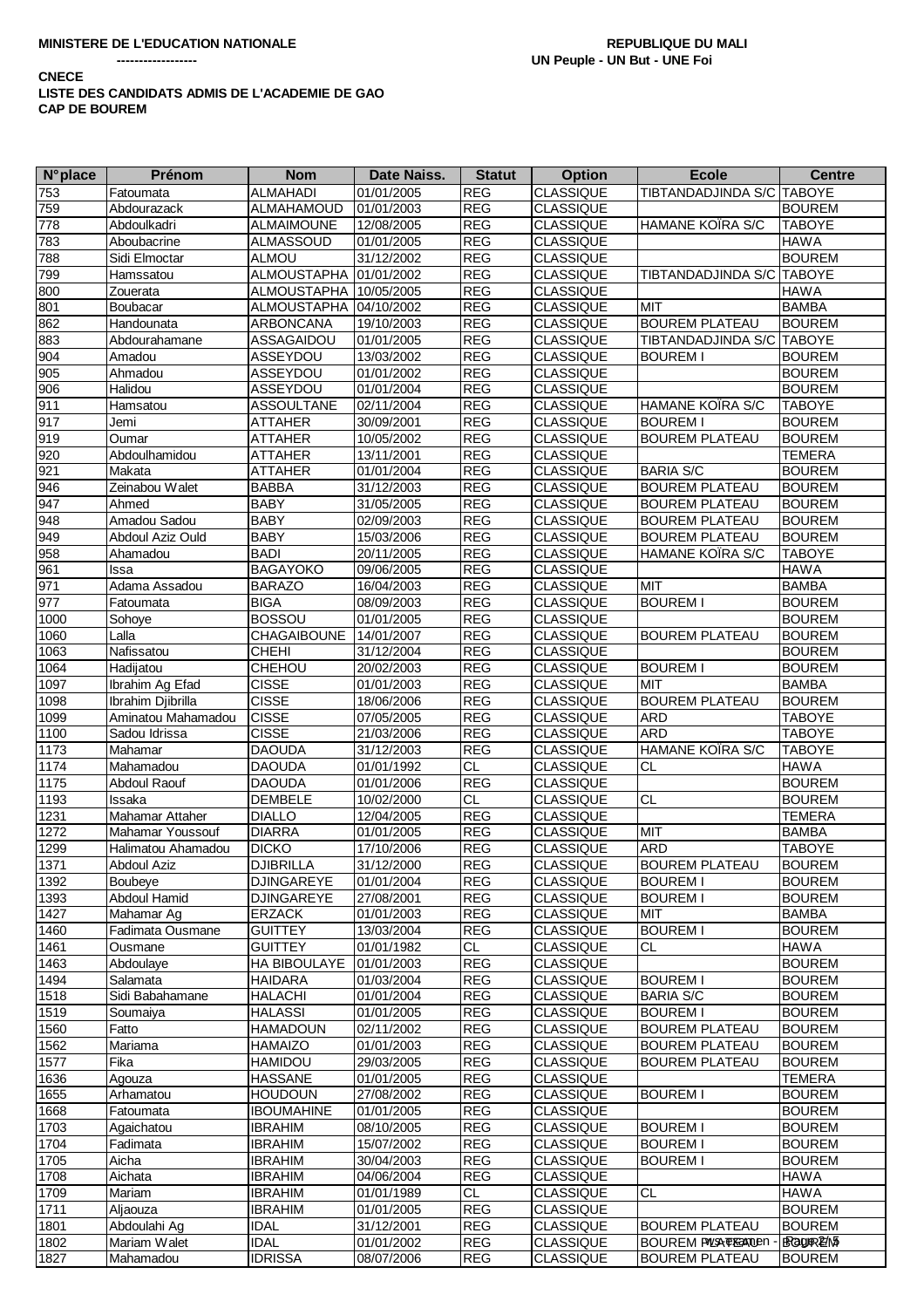**MINISTERE DE L'EDUCATION NATIONALE**
**------------------**

**REPUBLIQUE DU MALI**
**UN Peuple - UN But - UNE Foi**

**CNECE**
**LISTE DES CANDIDATS ADMIS DE L'ACADEMIE DE GAO**
**CAP DE BOUREM**

| N°place | Prénom | Nom | Date Naiss. | Statut | Option | Ecole | Centre |
|---|---|---|---|---|---|---|---|
| 753 | Fatoumata | ALMAHADI | 01/01/2005 | REG | CLASSIQUE | TIBTANDADJINDA S/C | TABOYE |
| 759 | Abdourazack | ALMAHAMOUD | 01/01/2003 | REG | CLASSIQUE | | BOUREM |
| 778 | Abdoulkadri | ALMAIMOUNE | 12/08/2005 | REG | CLASSIQUE | HAMANE KOÏRA S/C | TABOYE |
| 783 | Aboubacrine | ALMASSOUD | 01/01/2005 | REG | CLASSIQUE | | HAWA |
| 788 | Sidi Elmoctar | ALMOU | 31/12/2002 | REG | CLASSIQUE | | BOUREM |
| 799 | Hamssatou | ALMOUSTAPHA | 01/01/2002 | REG | CLASSIQUE | TIBTANDADJINDA S/C | TABOYE |
| 800 | Zouerata | ALMOUSTAPHA | 10/05/2005 | REG | CLASSIQUE | | HAWA |
| 801 | Boubacar | ALMOUSTAPHA | 04/10/2002 | REG | CLASSIQUE | MIT | BAMBA |
| 862 | Handounata | ARBONCANA | 19/10/2003 | REG | CLASSIQUE | BOUREM PLATEAU | BOUREM |
| 883 | Abdourahamane | ASSAGAIDOU | 01/01/2005 | REG | CLASSIQUE | TIBTANDADJINDA S/C | TABOYE |
| 904 | Amadou | ASSEYDOU | 13/03/2002 | REG | CLASSIQUE | BOUREM I | BOUREM |
| 905 | Ahmadou | ASSEYDOU | 01/01/2002 | REG | CLASSIQUE | | BOUREM |
| 906 | Halidou | ASSEYDOU | 01/01/2004 | REG | CLASSIQUE | | BOUREM |
| 911 | Hamsatou | ASSOULTANE | 02/11/2004 | REG | CLASSIQUE | HAMANE KOÏRA S/C | TABOYE |
| 917 | Jemi | ATTAHER | 30/09/2001 | REG | CLASSIQUE | BOUREM I | BOUREM |
| 919 | Oumar | ATTAHER | 10/05/2002 | REG | CLASSIQUE | BOUREM PLATEAU | BOUREM |
| 920 | Abdoulhamidou | ATTAHER | 13/11/2001 | REG | CLASSIQUE | | TEMERA |
| 921 | Makata | ATTAHER | 01/01/2004 | REG | CLASSIQUE | BARIA S/C | BOUREM |
| 946 | Zeinabou Walet | BABBA | 31/12/2003 | REG | CLASSIQUE | BOUREM PLATEAU | BOUREM |
| 947 | Ahmed | BABY | 31/05/2005 | REG | CLASSIQUE | BOUREM PLATEAU | BOUREM |
| 948 | Amadou Sadou | BABY | 02/09/2003 | REG | CLASSIQUE | BOUREM PLATEAU | BOUREM |
| 949 | Abdoul Aziz Ould | BABY | 15/03/2006 | REG | CLASSIQUE | BOUREM PLATEAU | BOUREM |
| 958 | Ahamadou | BADI | 20/11/2005 | REG | CLASSIQUE | HAMANE KOÏRA S/C | TABOYE |
| 961 | Issa | BAGAYOKO | 09/06/2005 | REG | CLASSIQUE | | HAWA |
| 971 | Adama Assadou | BARAZO | 16/04/2003 | REG | CLASSIQUE | MIT | BAMBA |
| 977 | Fatoumata | BIGA | 08/09/2003 | REG | CLASSIQUE | BOUREM I | BOUREM |
| 1000 | Sohoye | BOSSOU | 01/01/2005 | REG | CLASSIQUE | | BOUREM |
| 1060 | Lalla | CHAGAIBOUNE | 14/01/2007 | REG | CLASSIQUE | BOUREM PLATEAU | BOUREM |
| 1063 | Nafissatou | CHEHI | 31/12/2004 | REG | CLASSIQUE | | BOUREM |
| 1064 | Hadijatou | CHEHOU | 20/02/2003 | REG | CLASSIQUE | BOUREM I | BOUREM |
| 1097 | Ibrahim Ag Efad | CISSE | 01/01/2003 | REG | CLASSIQUE | MIT | BAMBA |
| 1098 | Ibrahim Djibrilla | CISSE | 18/06/2006 | REG | CLASSIQUE | BOUREM PLATEAU | BOUREM |
| 1099 | Aminatou Mahamadou | CISSE | 07/05/2005 | REG | CLASSIQUE | ARD | TABOYE |
| 1100 | Sadou Idrissa | CISSE | 21/03/2006 | REG | CLASSIQUE | ARD | TABOYE |
| 1173 | Mahamar | DAOUDA | 31/12/2003 | REG | CLASSIQUE | HAMANE KOÏRA S/C | TABOYE |
| 1174 | Mahamadou | DAOUDA | 01/01/1992 | CL | CLASSIQUE | CL | HAWA |
| 1175 | Abdoul Raouf | DAOUDA | 01/01/2006 | REG | CLASSIQUE | | BOUREM |
| 1193 | Issaka | DEMBELE | 10/02/2000 | CL | CLASSIQUE | CL | BOUREM |
| 1231 | Mahamar Attaher | DIALLO | 12/04/2005 | REG | CLASSIQUE | | TEMERA |
| 1272 | Mahamar Youssouf | DIARRA | 01/01/2005 | REG | CLASSIQUE | MIT | BAMBA |
| 1299 | Halimatou Ahamadou | DICKO | 17/10/2006 | REG | CLASSIQUE | ARD | TABOYE |
| 1371 | Abdoul Aziz | DJIBRILLA | 31/12/2000 | REG | CLASSIQUE | BOUREM PLATEAU | BOUREM |
| 1392 | Boubeye | DJINGAREYE | 01/01/2004 | REG | CLASSIQUE | BOUREM I | BOUREM |
| 1393 | Abdoul Hamid | DJINGAREYE | 27/08/2001 | REG | CLASSIQUE | BOUREM I | BOUREM |
| 1427 | Mahamar Ag | ERZACK | 01/01/2003 | REG | CLASSIQUE | MIT | BAMBA |
| 1460 | Fadimata Ousmane | GUITTEY | 13/03/2004 | REG | CLASSIQUE | BOUREM I | BOUREM |
| 1461 | Ousmane | GUITTEY | 01/01/1982 | CL | CLASSIQUE | CL | HAWA |
| 1463 | Abdoulaye | HA BIBOULAYE | 01/01/2003 | REG | CLASSIQUE | | BOUREM |
| 1494 | Salamata | HAIDARA | 01/03/2004 | REG | CLASSIQUE | BOUREM I | BOUREM |
| 1518 | Sidi Babahamane | HALACHI | 01/01/2004 | REG | CLASSIQUE | BARIA S/C | BOUREM |
| 1519 | Soumaiya | HALASSI | 01/01/2005 | REG | CLASSIQUE | BOUREM I | BOUREM |
| 1560 | Fatto | HAMADOUN | 02/11/2002 | REG | CLASSIQUE | BOUREM PLATEAU | BOUREM |
| 1562 | Mariama | HAMAIZO | 01/01/2003 | REG | CLASSIQUE | BOUREM PLATEAU | BOUREM |
| 1577 | Fika | HAMIDOU | 29/03/2005 | REG | CLASSIQUE | BOUREM PLATEAU | BOUREM |
| 1636 | Agouza | HASSANE | 01/01/2005 | REG | CLASSIQUE | | TEMERA |
| 1655 | Arhamatou | HOUDOUN | 27/08/2002 | REG | CLASSIQUE | BOUREM I | BOUREM |
| 1668 | Fatoumata | IBOUMAHINE | 01/01/2005 | REG | CLASSIQUE | | BOUREM |
| 1703 | Agaichatou | IBRAHIM | 08/10/2005 | REG | CLASSIQUE | BOUREM I | BOUREM |
| 1704 | Fadimata | IBRAHIM | 15/07/2002 | REG | CLASSIQUE | BOUREM I | BOUREM |
| 1705 | Aicha | IBRAHIM | 30/04/2003 | REG | CLASSIQUE | BOUREM I | BOUREM |
| 1708 | Aichata | IBRAHIM | 04/06/2004 | REG | CLASSIQUE | | HAWA |
| 1709 | Mariam | IBRAHIM | 01/01/1989 | CL | CLASSIQUE | CL | HAWA |
| 1711 | Aljaouza | IBRAHIM | 01/01/2005 | REG | CLASSIQUE | | BOUREM |
| 1801 | Abdoulahi Ag | IDAL | 31/12/2001 | REG | CLASSIQUE | BOUREM PLATEAU | BOUREM |
| 1802 | Mariam Walet | IDAL | 01/01/2002 | REG | CLASSIQUE | BOUREM PLATEAU | BOUREM |
| 1827 | Mahamadou | IDRISSA | 08/07/2006 | REG | CLASSIQUE | BOUREM PLATEAU | BOUREM |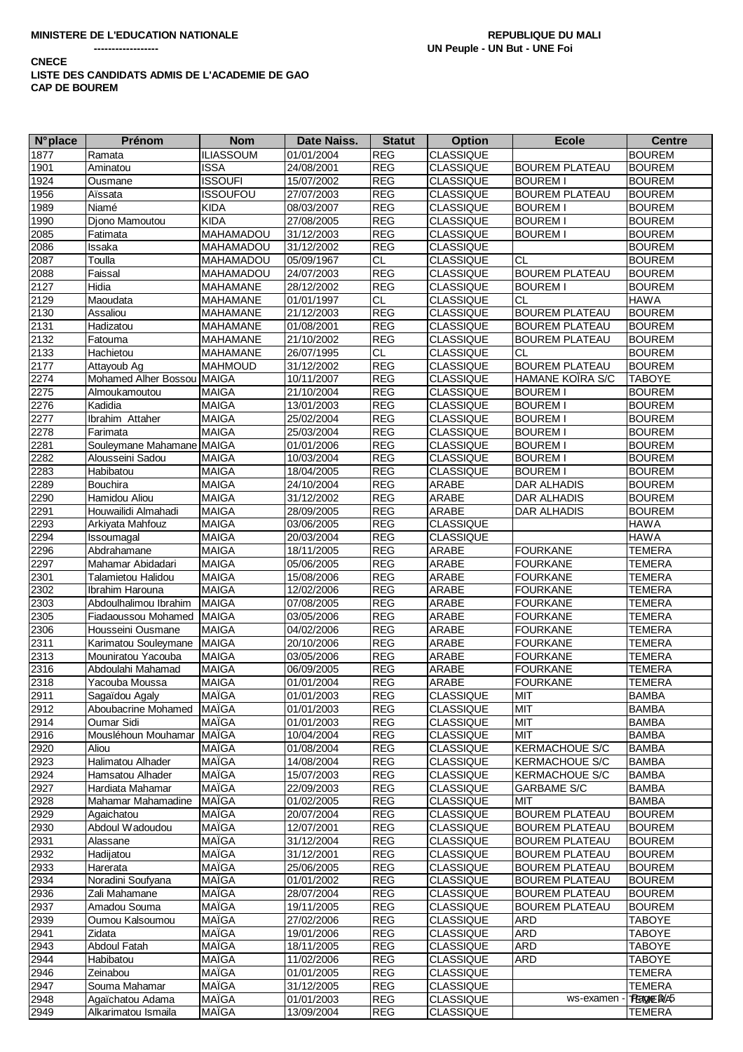**MINISTERE DE L'EDUCATION NATIONALE**
**------------------**

**REPUBLIQUE DU MALI**
**UN Peuple - UN But - UNE Foi**

**CNECE**
**LISTE DES CANDIDATS ADMIS DE L'ACADEMIE DE GAO**
**CAP DE BOUREM**

| N°place | Prénom | Nom | Date Naiss. | Statut | Option | Ecole | Centre |
|---|---|---|---|---|---|---|---|
| 1877 | Ramata | ILIASSOUM | 01/01/2004 | REG | CLASSIQUE | | BOUREM |
| 1901 | Aminatou | ISSA | 24/08/2001 | REG | CLASSIQUE | BOUREM PLATEAU | BOUREM |
| 1924 | Ousmane | ISSOUFI | 15/07/2002 | REG | CLASSIQUE | BOUREM I | BOUREM |
| 1956 | Aïssata | ISSOUFOU | 27/07/2003 | REG | CLASSIQUE | BOUREM PLATEAU | BOUREM |
| 1989 | Niamé | KIDA | 08/03/2007 | REG | CLASSIQUE | BOUREM I | BOUREM |
| 1990 | Djono Mamoutou | KIDA | 27/08/2005 | REG | CLASSIQUE | BOUREM I | BOUREM |
| 2085 | Fatimata | MAHAMADOU | 31/12/2003 | REG | CLASSIQUE | BOUREM I | BOUREM |
| 2086 | Issaka | MAHAMADOU | 31/12/2002 | REG | CLASSIQUE | | BOUREM |
| 2087 | Toulla | MAHAMADOU | 05/09/1967 | CL | CLASSIQUE | CL | BOUREM |
| 2088 | Faissal | MAHAMADOU | 24/07/2003 | REG | CLASSIQUE | BOUREM PLATEAU | BOUREM |
| 2127 | Hidia | MAHAMANE | 28/12/2002 | REG | CLASSIQUE | BOUREM I | BOUREM |
| 2129 | Maoudata | MAHAMANE | 01/01/1997 | CL | CLASSIQUE | CL | HAWA |
| 2130 | Assaliou | MAHAMANE | 21/12/2003 | REG | CLASSIQUE | BOUREM PLATEAU | BOUREM |
| 2131 | Hadizatou | MAHAMANE | 01/08/2001 | REG | CLASSIQUE | BOUREM PLATEAU | BOUREM |
| 2132 | Fatouma | MAHAMANE | 21/10/2002 | REG | CLASSIQUE | BOUREM PLATEAU | BOUREM |
| 2133 | Hachietou | MAHAMANE | 26/07/1995 | CL | CLASSIQUE | CL | BOUREM |
| 2177 | Attayoub Ag | MAHMOUD | 31/12/2002 | REG | CLASSIQUE | BOUREM PLATEAU | BOUREM |
| 2274 | Mohamed Alher Bossou | MAIGA | 10/11/2007 | REG | CLASSIQUE | HAMANE KOÏRA S/C | TABOYE |
| 2275 | Almoukamoutou | MAIGA | 21/10/2004 | REG | CLASSIQUE | BOUREM I | BOUREM |
| 2276 | Kadidia | MAIGA | 13/01/2003 | REG | CLASSIQUE | BOUREM I | BOUREM |
| 2277 | Ibrahim Attaher | MAIGA | 25/02/2004 | REG | CLASSIQUE | BOUREM I | BOUREM |
| 2278 | Farimata | MAIGA | 25/03/2004 | REG | CLASSIQUE | BOUREM I | BOUREM |
| 2281 | Souleymane Mahamane | MAIGA | 01/01/2006 | REG | CLASSIQUE | BOUREM I | BOUREM |
| 2282 | Alousseini Sadou | MAIGA | 10/03/2004 | REG | CLASSIQUE | BOUREM I | BOUREM |
| 2283 | Habibatou | MAIGA | 18/04/2005 | REG | CLASSIQUE | BOUREM I | BOUREM |
| 2289 | Bouchira | MAIGA | 24/10/2004 | REG | ARABE | DAR ALHADIS | BOUREM |
| 2290 | Hamidou Aliou | MAIGA | 31/12/2002 | REG | ARABE | DAR ALHADIS | BOUREM |
| 2291 | Houwailidi Almahadi | MAIGA | 28/09/2005 | REG | ARABE | DAR ALHADIS | BOUREM |
| 2293 | Arkiyata Mahfouz | MAIGA | 03/06/2005 | REG | CLASSIQUE | | HAWA |
| 2294 | Issoumagal | MAIGA | 20/03/2004 | REG | CLASSIQUE | | HAWA |
| 2296 | Abdrahamane | MAIGA | 18/11/2005 | REG | ARABE | FOURKANE | TEMERA |
| 2297 | Mahamar Abidadari | MAIGA | 05/06/2005 | REG | ARABE | FOURKANE | TEMERA |
| 2301 | Talamietou Halidou | MAIGA | 15/08/2006 | REG | ARABE | FOURKANE | TEMERA |
| 2302 | Ibrahim Harouna | MAIGA | 12/02/2006 | REG | ARABE | FOURKANE | TEMERA |
| 2303 | Abdoulhalimou Ibrahim | MAIGA | 07/08/2005 | REG | ARABE | FOURKANE | TEMERA |
| 2305 | Fiadaoussou Mohamed | MAIGA | 03/05/2006 | REG | ARABE | FOURKANE | TEMERA |
| 2306 | Housseini Ousmane | MAIGA | 04/02/2006 | REG | ARABE | FOURKANE | TEMERA |
| 2311 | Karimatou Souleymane | MAIGA | 20/10/2006 | REG | ARABE | FOURKANE | TEMERA |
| 2313 | Mouniratou Yacouba | MAIGA | 03/05/2006 | REG | ARABE | FOURKANE | TEMERA |
| 2316 | Abdoulahi Mahamad | MAIGA | 06/09/2005 | REG | ARABE | FOURKANE | TEMERA |
| 2318 | Yacouba Moussa | MAIGA | 01/01/2004 | REG | ARABE | FOURKANE | TEMERA |
| 2911 | Sagaïdou Agaly | MAÏGA | 01/01/2003 | REG | CLASSIQUE | MIT | BAMBA |
| 2912 | Aboubacrine Mohamed | MAÏGA | 01/01/2003 | REG | CLASSIQUE | MIT | BAMBA |
| 2914 | Oumar Sidi | MAÏGA | 01/01/2003 | REG | CLASSIQUE | MIT | BAMBA |
| 2916 | Mousléhoun Mouhamar | MAÏGA | 10/04/2004 | REG | CLASSIQUE | MIT | BAMBA |
| 2920 | Aliou | MAÏGA | 01/08/2004 | REG | CLASSIQUE | KERMACHOUE S/C | BAMBA |
| 2923 | Halimatou Alhader | MAÏGA | 14/08/2004 | REG | CLASSIQUE | KERMACHOUE S/C | BAMBA |
| 2924 | Hamsatou Alhader | MAÏGA | 15/07/2003 | REG | CLASSIQUE | KERMACHOUE S/C | BAMBA |
| 2927 | Hardiata Mahamar | MAÏGA | 22/09/2003 | REG | CLASSIQUE | GARBAME S/C | BAMBA |
| 2928 | Mahamar Mahamadine | MAÏGA | 01/02/2005 | REG | CLASSIQUE | MIT | BAMBA |
| 2929 | Agaichatou | MAÏGA | 20/07/2004 | REG | CLASSIQUE | BOUREM PLATEAU | BOUREM |
| 2930 | Abdoul Wadoudou | MAÏGA | 12/07/2001 | REG | CLASSIQUE | BOUREM PLATEAU | BOUREM |
| 2931 | Alassane | MAÏGA | 31/12/2004 | REG | CLASSIQUE | BOUREM PLATEAU | BOUREM |
| 2932 | Hadijatou | MAÏGA | 31/12/2001 | REG | CLASSIQUE | BOUREM PLATEAU | BOUREM |
| 2933 | Harerata | MAÏGA | 25/06/2005 | REG | CLASSIQUE | BOUREM PLATEAU | BOUREM |
| 2934 | Noradini Soufyana | MAÏGA | 01/01/2002 | REG | CLASSIQUE | BOUREM PLATEAU | BOUREM |
| 2936 | Zali Mahamane | MAÏGA | 28/07/2004 | REG | CLASSIQUE | BOUREM PLATEAU | BOUREM |
| 2937 | Amadou Souma | MAÏGA | 19/11/2005 | REG | CLASSIQUE | BOUREM PLATEAU | BOUREM |
| 2939 | Oumou Kalsoumou | MAÏGA | 27/02/2006 | REG | CLASSIQUE | ARD | TABOYE |
| 2941 | Zidata | MAÏGA | 19/01/2006 | REG | CLASSIQUE | ARD | TABOYE |
| 2943 | Abdoul Fatah | MAÏGA | 18/11/2005 | REG | CLASSIQUE | ARD | TABOYE |
| 2944 | Habibatou | MAÏGA | 11/02/2006 | REG | CLASSIQUE | ARD | TABOYE |
| 2946 | Zeinabou | MAÏGA | 01/01/2005 | REG | CLASSIQUE | | TEMERA |
| 2947 | Souma Mahamar | MAÏGA | 31/12/2005 | REG | CLASSIQUE | | TEMERA |
| 2948 | Agaïchatou Adama | MAÏGA | 01/01/2003 | REG | CLASSIQUE | | TEMERA |
| 2949 | Alkarimatou Ismaila | MAÏGA | 13/09/2004 | REG | CLASSIQUE | | TEMERA |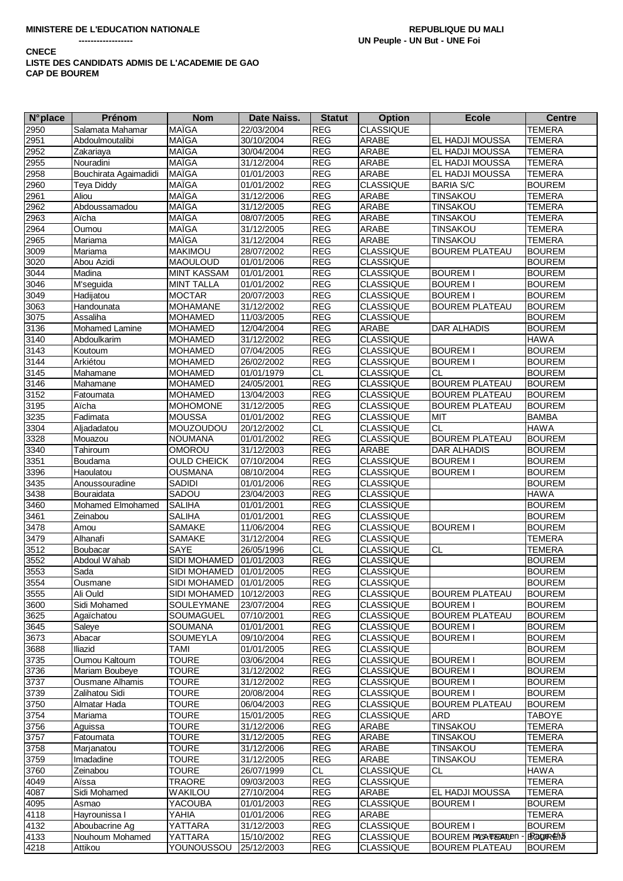**MINISTERE DE L'EDUCATION NATIONALE**
**------------------**

**REPUBLIQUE DU MALI**
**UN Peuple - UN But - UNE Foi**

**CNECE**
**LISTE DES CANDIDATS ADMIS DE L'ACADEMIE DE GAO**
**CAP DE BOUREM**

| N°place | Prénom | Nom | Date Naiss. | Statut | Option | Ecole | Centre |
|---|---|---|---|---|---|---|---|
| 2950 | Salamata Mahamar | MAÏGA | 22/03/2004 | REG | CLASSIQUE | | TEMERA |
| 2951 | Abdoulmoutalibi | MAÏGA | 30/10/2004 | REG | ARABE | EL HADJI MOUSSA | TEMERA |
| 2952 | Zakariaya | MAÏGA | 30/04/2004 | REG | ARABE | EL HADJI MOUSSA | TEMERA |
| 2955 | Nouradini | MAÏGA | 31/12/2004 | REG | ARABE | EL HADJI MOUSSA | TEMERA |
| 2958 | Bouchirata Agaimadidi | MAÏGA | 01/01/2003 | REG | ARABE | EL HADJI MOUSSA | TEMERA |
| 2960 | Teya Diddy | MAÏGA | 01/01/2002 | REG | CLASSIQUE | BARIA S/C | BOUREM |
| 2961 | Aliou | MAÏGA | 31/12/2006 | REG | ARABE | TINSAKOU | TEMERA |
| 2962 | Abdoussamadou | MAÏGA | 31/12/2005 | REG | ARABE | TINSAKOU | TEMERA |
| 2963 | Aïcha | MAÏGA | 08/07/2005 | REG | ARABE | TINSAKOU | TEMERA |
| 2964 | Oumou | MAÏGA | 31/12/2005 | REG | ARABE | TINSAKOU | TEMERA |
| 2965 | Mariama | MAÏGA | 31/12/2004 | REG | ARABE | TINSAKOU | TEMERA |
| 3009 | Mariama | MAKIMOU | 28/07/2002 | REG | CLASSIQUE | BOUREM PLATEAU | BOUREM |
| 3020 | Abou Azidi | MAOULOUD | 01/01/2006 | REG | CLASSIQUE | | BOUREM |
| 3044 | Madina | MINT KASSAM | 01/01/2001 | REG | CLASSIQUE | BOUREM I | BOUREM |
| 3046 | M'seguida | MINT TALLA | 01/01/2002 | REG | CLASSIQUE | BOUREM I | BOUREM |
| 3049 | Hadijatou | MOCTAR | 20/07/2003 | REG | CLASSIQUE | BOUREM I | BOUREM |
| 3063 | Handounata | MOHAMANE | 31/12/2002 | REG | CLASSIQUE | BOUREM PLATEAU | BOUREM |
| 3075 | Assaliha | MOHAMED | 11/03/2005 | REG | CLASSIQUE | | BOUREM |
| 3136 | Mohamed Lamine | MOHAMED | 12/04/2004 | REG | ARABE | DAR ALHADIS | BOUREM |
| 3140 | Abdoulkarim | MOHAMED | 31/12/2002 | REG | CLASSIQUE | | HAWA |
| 3143 | Koutoum | MOHAMED | 07/04/2005 | REG | CLASSIQUE | BOUREM I | BOUREM |
| 3144 | Arkiétou | MOHAMED | 26/02/2002 | REG | CLASSIQUE | BOUREM I | BOUREM |
| 3145 | Mahamane | MOHAMED | 01/01/1979 | CL | CLASSIQUE | CL | BOUREM |
| 3146 | Mahamane | MOHAMED | 24/05/2001 | REG | CLASSIQUE | BOUREM PLATEAU | BOUREM |
| 3152 | Fatoumata | MOHAMED | 13/04/2003 | REG | CLASSIQUE | BOUREM PLATEAU | BOUREM |
| 3195 | Aïcha | MOHOMONE | 31/12/2005 | REG | CLASSIQUE | BOUREM PLATEAU | BOUREM |
| 3235 | Fadimata | MOUSSA | 01/01/2002 | REG | CLASSIQUE | MIT | BAMBA |
| 3304 | Aljadadatou | MOUZOUDOU | 20/12/2002 | CL | CLASSIQUE | CL | HAWA |
| 3328 | Mouazou | NOUMANA | 01/01/2002 | REG | CLASSIQUE | BOUREM PLATEAU | BOUREM |
| 3340 | Tahiroum | OMOROU | 31/12/2003 | REG | ARABE | DAR ALHADIS | BOUREM |
| 3351 | Boudama | OULD CHEICK | 07/10/2004 | REG | CLASSIQUE | BOUREM I | BOUREM |
| 3396 | Haoulatou | OUSMANA | 08/10/2004 | REG | CLASSIQUE | BOUREM I | BOUREM |
| 3435 | Anoussouradine | SADIDI | 01/01/2006 | REG | CLASSIQUE | | BOUREM |
| 3438 | Bouraidata | SADOU | 23/04/2003 | REG | CLASSIQUE | | HAWA |
| 3460 | Mohamed Elmohamed | SALIHA | 01/01/2001 | REG | CLASSIQUE | | BOUREM |
| 3461 | Zeinabou | SALIHA | 01/01/2001 | REG | CLASSIQUE | | BOUREM |
| 3478 | Amou | SAMAKE | 11/06/2004 | REG | CLASSIQUE | BOUREM I | BOUREM |
| 3479 | Alhanafi | SAMAKE | 31/12/2004 | REG | CLASSIQUE | | TEMERA |
| 3512 | Boubacar | SAYE | 26/05/1996 | CL | CLASSIQUE | CL | TEMERA |
| 3552 | Abdoul Wahab | SIDI MOHAMED | 01/01/2003 | REG | CLASSIQUE | | BOUREM |
| 3553 | Sada | SIDI MOHAMED | 01/01/2005 | REG | CLASSIQUE | | BOUREM |
| 3554 | Ousmane | SIDI MOHAMED | 01/01/2005 | REG | CLASSIQUE | | BOUREM |
| 3555 | Ali Ould | SIDI MOHAMED | 10/12/2003 | REG | CLASSIQUE | BOUREM PLATEAU | BOUREM |
| 3600 | Sidi Mohamed | SOULEYMANE | 23/07/2004 | REG | CLASSIQUE | BOUREM I | BOUREM |
| 3625 | Agaïchatou | SOUMAGUEL | 07/10/2001 | REG | CLASSIQUE | BOUREM PLATEAU | BOUREM |
| 3645 | Saleye | SOUMANA | 01/01/2001 | REG | CLASSIQUE | BOUREM I | BOUREM |
| 3673 | Abacar | SOUMEYLA | 09/10/2004 | REG | CLASSIQUE | BOUREM I | BOUREM |
| 3688 | Iliazid | TAMI | 01/01/2005 | REG | CLASSIQUE | | BOUREM |
| 3735 | Oumou Kaltoum | TOURE | 03/06/2004 | REG | CLASSIQUE | BOUREM I | BOUREM |
| 3736 | Mariam Boubeye | TOURE | 31/12/2002 | REG | CLASSIQUE | BOUREM I | BOUREM |
| 3737 | Ousmane Alhamis | TOURE | 31/12/2002 | REG | CLASSIQUE | BOUREM I | BOUREM |
| 3739 | Zalihatou Sidi | TOURE | 20/08/2004 | REG | CLASSIQUE | BOUREM I | BOUREM |
| 3750 | Almatar Hada | TOURE | 06/04/2003 | REG | CLASSIQUE | BOUREM PLATEAU | BOUREM |
| 3754 | Mariama | TOURE | 15/01/2005 | REG | CLASSIQUE | ARD | TABOYE |
| 3756 | Aguissa | TOURE | 31/12/2006 | REG | ARABE | TINSAKOU | TEMERA |
| 3757 | Fatoumata | TOURE | 31/12/2005 | REG | ARABE | TINSAKOU | TEMERA |
| 3758 | Marjanatou | TOURE | 31/12/2006 | REG | ARABE | TINSAKOU | TEMERA |
| 3759 | Imadadine | TOURE | 31/12/2005 | REG | ARABE | TINSAKOU | TEMERA |
| 3760 | Zeinabou | TOURE | 26/07/1999 | CL | CLASSIQUE | CL | HAWA |
| 4049 | Aïssa | TRAORE | 09/03/2003 | REG | CLASSIQUE | | TEMERA |
| 4087 | Sidi Mohamed | WAKILOU | 27/10/2004 | REG | ARABE | EL HADJI MOUSSA | TEMERA |
| 4095 | Asmao | YACOUBA | 01/01/2003 | REG | CLASSIQUE | BOUREM I | BOUREM |
| 4118 | Hayrounissa I | YAHIA | 01/01/2006 | REG | ARABE | | TEMERA |
| 4132 | Aboubacrine Ag | YATTARA | 31/12/2003 | REG | CLASSIQUE | BOUREM I | BOUREM |
| 4133 | Nouhoum Mohamed | YATTARA | 15/10/2002 | REG | CLASSIQUE | BOUREM PLATEAU | BOUREM |
| 4218 | Attikou | YOUNOUSSOU | 25/12/2003 | REG | CLASSIQUE | BOUREM PLATEAU | BOUREM |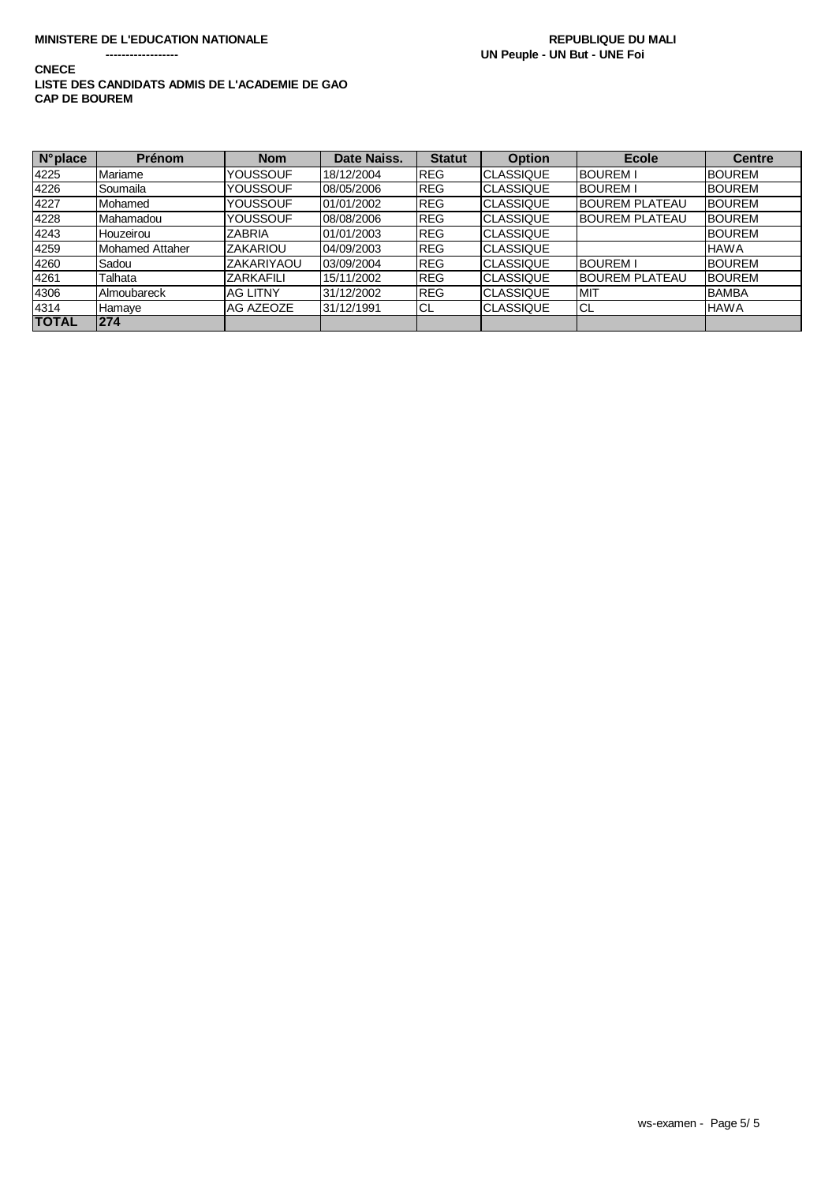**MINISTERE DE L'EDUCATION NATIONALE**
**------------------**

**REPUBLIQUE DU MALI**
**UN Peuple - UN But - UNE Foi**

**CNECE**
**LISTE DES CANDIDATS ADMIS DE L'ACADEMIE DE GAO**
**CAP DE BOUREM**

| N°place | Prénom | Nom | Date Naiss. | Statut | Option | Ecole | Centre |
|---|---|---|---|---|---|---|---|
| 4225 | Mariame | YOUSSOUF | 18/12/2004 | REG | CLASSIQUE | BOUREM I | BOUREM |
| 4226 | Soumaila | YOUSSOUF | 08/05/2006 | REG | CLASSIQUE | BOUREM I | BOUREM |
| 4227 | Mohamed | YOUSSOUF | 01/01/2002 | REG | CLASSIQUE | BOUREM PLATEAU | BOUREM |
| 4228 | Mahamadou | YOUSSOUF | 08/08/2006 | REG | CLASSIQUE | BOUREM PLATEAU | BOUREM |
| 4243 | Houzeirou | ZABRIA | 01/01/2003 | REG | CLASSIQUE | | BOUREM |
| 4259 | Mohamed Attaher | ZAKARIOU | 04/09/2003 | REG | CLASSIQUE | | HAWA |
| 4260 | Sadou | ZAKARIYAOU | 03/09/2004 | REG | CLASSIQUE | BOUREM I | BOUREM |
| 4261 | Talhata | ZARKAFILI | 15/11/2002 | REG | CLASSIQUE | BOUREM PLATEAU | BOUREM |
| 4306 | Almoubareck | AG LITNY | 31/12/2002 | REG | CLASSIQUE | MIT | BAMBA |
| 4314 | Hamaye | AG AZEOZE | 31/12/1991 | CL | CLASSIQUE | CL | HAWA |
| **TOTAL** | **274** | | | | | | |